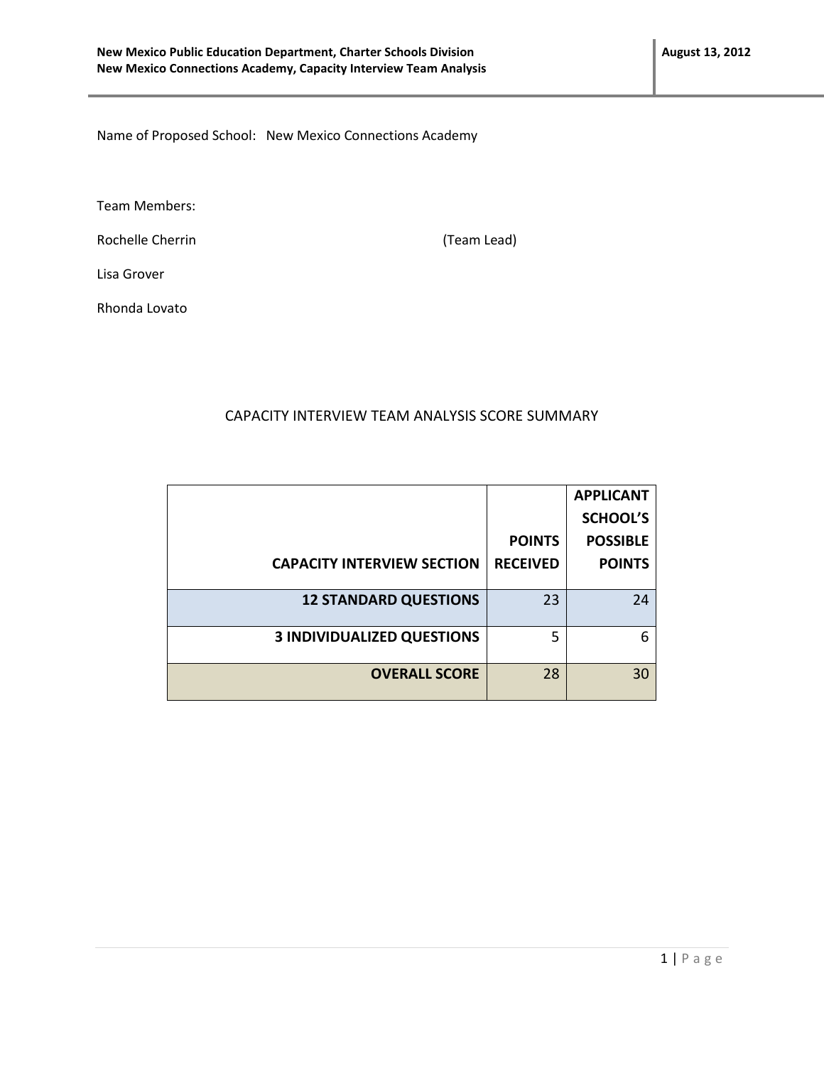Name of Proposed School: New Mexico Connections Academy

Team Members:

Rochelle Cherrin (Team Lead)

Lisa Grover

Rhonda Lovato

## CAPACITY INTERVIEW TEAM ANALYSIS SCORE SUMMARY

| CAPACITY INTERVIEW SECTION | POINTS RECEIVED | APPLICANT SCHOOL'S POSSIBLE POINTS |
|---|---|---|
| **12 STANDARD QUESTIONS** | 23 | 24 |
| **3 INDIVIDUALIZED QUESTIONS** | 5 | 6 |
| **OVERALL SCORE** | 28 | 30 |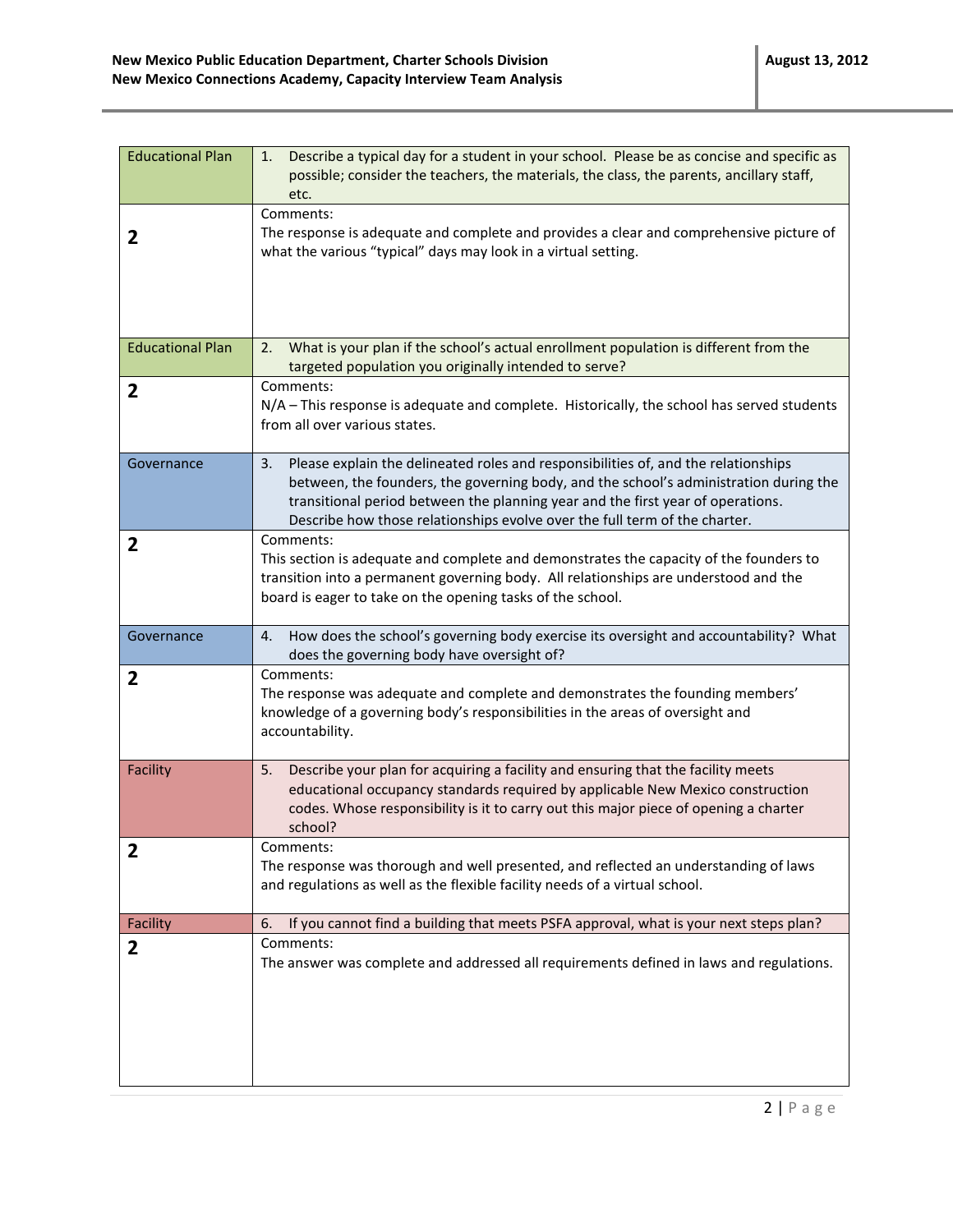| Educational Plan | 1. Describe a typical day for a student in your school. Please be as concise and specific as possible; consider the teachers, the materials, the class, the parents, ancillary staff, etc. |
|---|---|
| **2** | Comments:<br>The response is adequate and complete and provides a clear and comprehensive picture of what the various "typical" days may look in a virtual setting. |
| Educational Plan | 2. What is your plan if the school's actual enrollment population is different from the targeted population you originally intended to serve? |
| **2** | Comments:<br>N/A – This response is adequate and complete. Historically, the school has served students from all over various states. |
| Governance | 3. Please explain the delineated roles and responsibilities of, and the relationships between, the founders, the governing body, and the school's administration during the transitional period between the planning year and the first year of operations. Describe how those relationships evolve over the full term of the charter. |
| **2** | Comments:<br>This section is adequate and complete and demonstrates the capacity of the founders to transition into a permanent governing body. All relationships are understood and the board is eager to take on the opening tasks of the school. |
| Governance | 4. How does the school's governing body exercise its oversight and accountability? What does the governing body have oversight of? |
| **2** | Comments:<br>The response was adequate and complete and demonstrates the founding members' knowledge of a governing body's responsibilities in the areas of oversight and accountability. |
| Facility | 5. Describe your plan for acquiring a facility and ensuring that the facility meets educational occupancy standards required by applicable New Mexico construction codes. Whose responsibility is it to carry out this major piece of opening a charter school? |
| **2** | Comments:<br>The response was thorough and well presented, and reflected an understanding of laws and regulations as well as the flexible facility needs of a virtual school. |
| Facility | 6. If you cannot find a building that meets PSFA approval, what is your next steps plan? |
| **2** | Comments:<br>The answer was complete and addressed all requirements defined in laws and regulations. |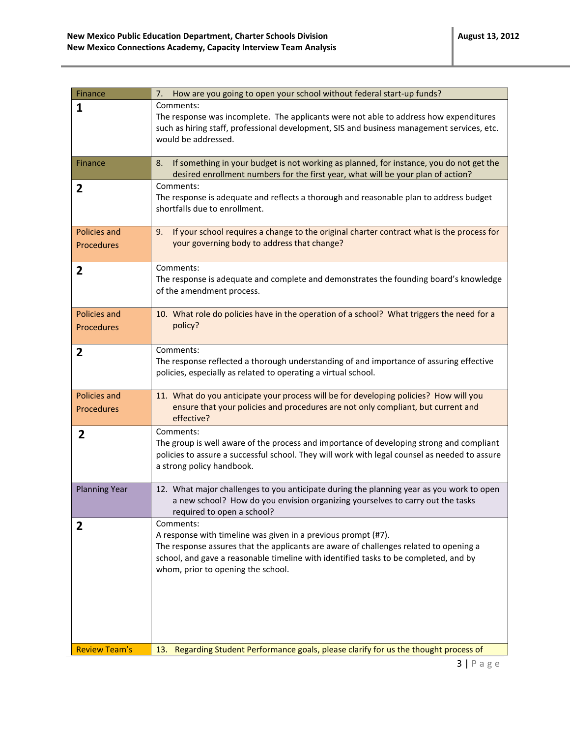| Finance | 7. How are you going to open your school without federal start-up funds? |
|---|---|
| **1** | Comments:<br>The response was incomplete. The applicants were not able to address how expenditures such as hiring staff, professional development, SIS and business management services, etc. would be addressed. |
| Finance | 8. If something in your budget is not working as planned, for instance, you do not get the desired enrollment numbers for the first year, what will be your plan of action? |
| **2** | Comments:<br>The response is adequate and reflects a thorough and reasonable plan to address budget shortfalls due to enrollment. |
| Policies and Procedures | 9. If your school requires a change to the original charter contract what is the process for your governing body to address that change? |
| **2** | Comments:<br>The response is adequate and complete and demonstrates the founding board's knowledge of the amendment process. |
| Policies and Procedures | 10. What role do policies have in the operation of a school? What triggers the need for a policy? |
| **2** | Comments:<br>The response reflected a thorough understanding of and importance of assuring effective policies, especially as related to operating a virtual school. |
| Policies and Procedures | 11. What do you anticipate your process will be for developing policies? How will you ensure that your policies and procedures are not only compliant, but current and effective? |
| **2** | Comments:<br>The group is well aware of the process and importance of developing strong and compliant policies to assure a successful school. They will work with legal counsel as needed to assure a strong policy handbook. |
| Planning Year | 12. What major challenges to you anticipate during the planning year as you work to open a new school? How do you envision organizing yourselves to carry out the tasks required to open a school? |
| **2** | Comments:<br>A response with timeline was given in a previous prompt (#7).<br>The response assures that the applicants are aware of challenges related to opening a school, and gave a reasonable timeline with identified tasks to be completed, and by whom, prior to opening the school. |
| Review Team's | 13. Regarding Student Performance goals, please clarify for us the thought process of |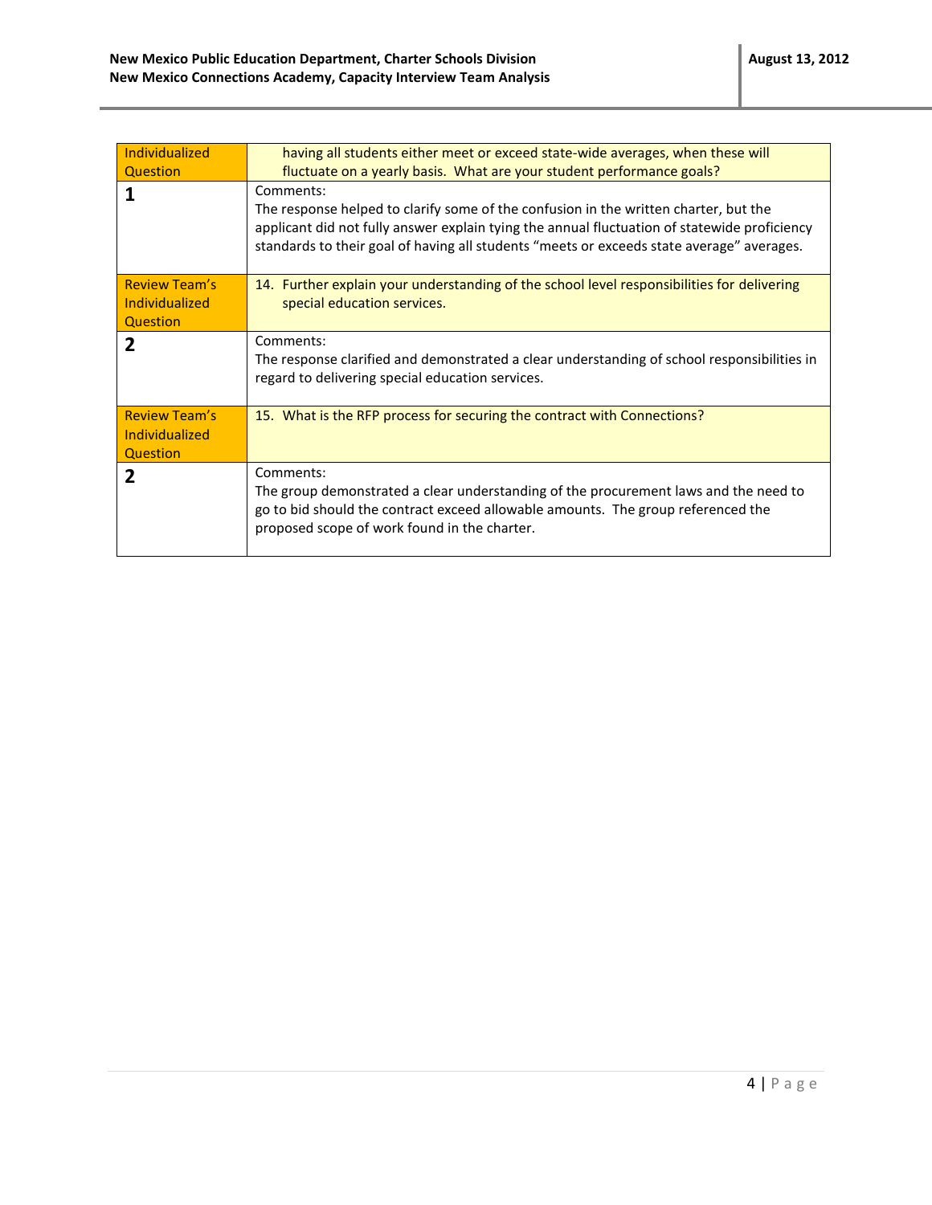| | |
|---|---|
| Individualized Question | having all students either meet or exceed state-wide averages, when these will fluctuate on a yearly basis. What are your student performance goals? |
| **1** | Comments:<br>The response helped to clarify some of the confusion in the written charter, but the applicant did not fully answer explain tying the annual fluctuation of statewide proficiency standards to their goal of having all students "meets or exceeds state average" averages. |
| Review Team's Individualized Question | 14. Further explain your understanding of the school level responsibilities for delivering special education services. |
| **2** | Comments:<br>The response clarified and demonstrated a clear understanding of school responsibilities in regard to delivering special education services. |
| Review Team's Individualized Question | 15. What is the RFP process for securing the contract with Connections? |
| **2** | Comments:<br>The group demonstrated a clear understanding of the procurement laws and the need to go to bid should the contract exceed allowable amounts. The group referenced the proposed scope of work found in the charter. |